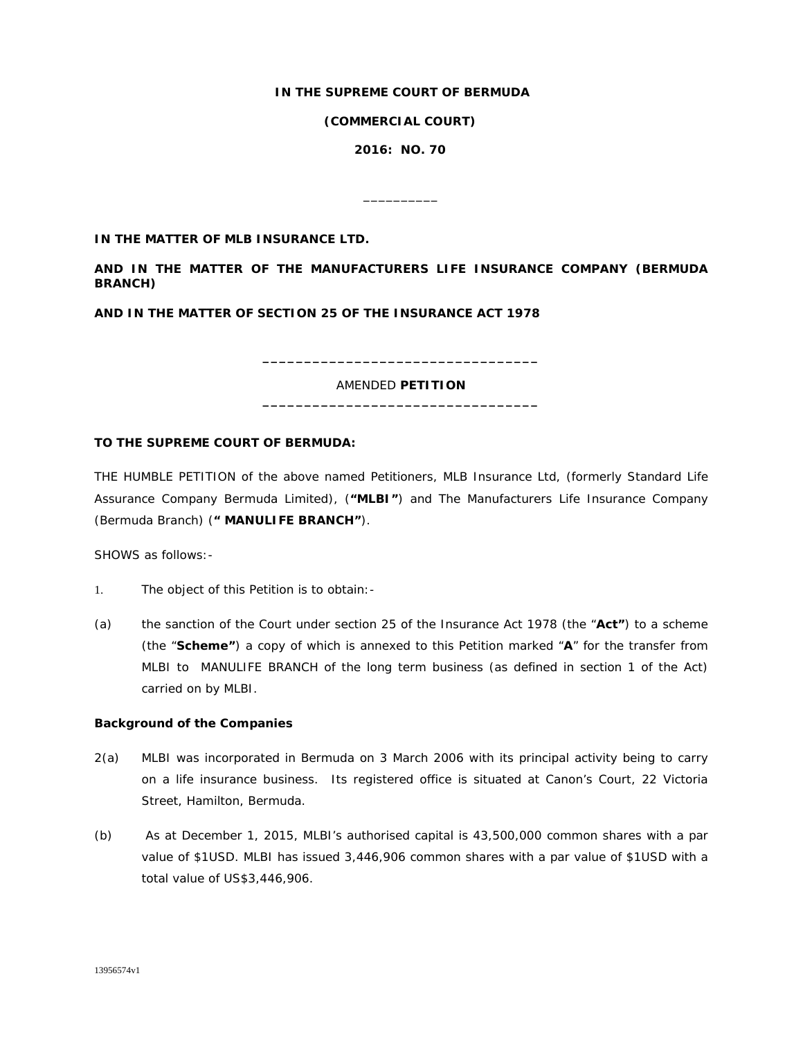**IN THE SUPREME COURT OF BERMUDA**

**(COMMERCIAL COURT)**

**2016: NO. 70**

__________

**IN THE MATTER OF MLB INSURANCE LTD.**

**AND IN THE MATTER OF THE MANUFACTURERS LIFE INSURANCE COMPANY (BERMUDA BRANCH)**

**AND IN THE MATTER OF SECTION 25 OF THE INSURANCE ACT 1978**

---

AMENDED **PETITION**

---

**TO THE SUPREME COURT OF BERMUDA:**

THE HUMBLE PETITION of the above named Petitioners, MLB Insurance Ltd, (formerly Standard Life Assurance Company Bermuda Limited), (**"MLBI"**) and The Manufacturers Life Insurance Company (Bermuda Branch) (**" MANULIFE BRANCH"**).

SHOWS as follows:-

1. The object of this Petition is to obtain:-

(a) the sanction of the Court under section 25 of the Insurance Act 1978 (the "**Act"**) to a scheme (the "**Scheme"**) a copy of which is annexed to this Petition marked "**A**" for the transfer from MLBI to MANULIFE BRANCH of the long term business (as defined in section 1 of the Act) carried on by MLBI.

**Background of the Companies**

2(a) MLBI was incorporated in Bermuda on 3 March 2006 with its principal activity being to carry on a life insurance business. Its registered office is situated at Canon's Court, 22 Victoria Street, Hamilton, Bermuda.

(b) As at December 1, 2015, MLBI's authorised capital is 43,500,000 common shares with a par value of $1USD. MLBI has issued 3,446,906 common shares with a par value of $1USD with a total value of US$3,446,906.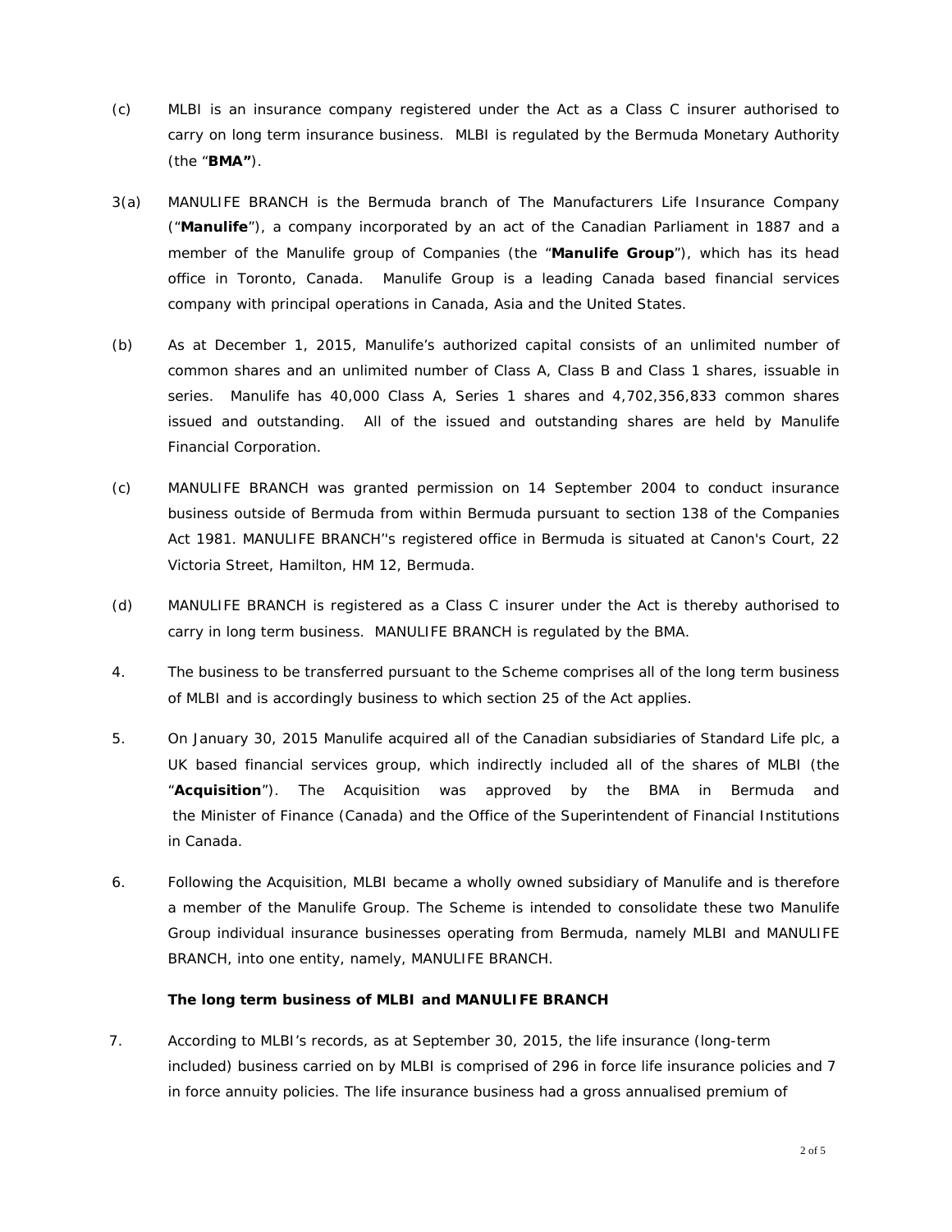(c) MLBI is an insurance company registered under the Act as a Class C insurer authorised to carry on long term insurance business. MLBI is regulated by the Bermuda Monetary Authority (the "**BMA"**).

3(a) MANULIFE BRANCH is the Bermuda branch of The Manufacturers Life Insurance Company ("**Manulife**"), a company incorporated by an act of the Canadian Parliament in 1887 and a member of the Manulife group of Companies (the "**Manulife Group**"), which has its head office in Toronto, Canada. Manulife Group is a leading Canada based financial services company with principal operations in Canada, Asia and the United States.

(b) As at December 1, 2015, Manulife's authorized capital consists of an unlimited number of common shares and an unlimited number of Class A, Class B and Class 1 shares, issuable in series. Manulife has 40,000 Class A, Series 1 shares and 4,702,356,833 common shares issued and outstanding. All of the issued and outstanding shares are held by Manulife Financial Corporation.

(c) MANULIFE BRANCH was granted permission on 14 September 2004 to conduct insurance business outside of Bermuda from within Bermuda pursuant to section 138 of the Companies Act 1981. MANULIFE BRANCH''s registered office in Bermuda is situated at Canon's Court, 22 Victoria Street, Hamilton, HM 12, Bermuda.

(d) MANULIFE BRANCH is registered as a Class C insurer under the Act is thereby authorised to carry in long term business. MANULIFE BRANCH is regulated by the BMA.

4. The business to be transferred pursuant to the Scheme comprises all of the long term business of MLBI and is accordingly business to which section 25 of the Act applies.

5. On January 30, 2015 Manulife acquired all of the Canadian subsidiaries of Standard Life plc, a UK based financial services group, which indirectly included all of the shares of MLBI (the "**Acquisition**"). The Acquisition was approved by the BMA in Bermuda and the Minister of Finance (Canada) and the Office of the Superintendent of Financial Institutions in Canada.

6. Following the Acquisition, MLBI became a wholly owned subsidiary of Manulife and is therefore a member of the Manulife Group. The Scheme is intended to consolidate these two Manulife Group individual insurance businesses operating from Bermuda, namely MLBI and MANULIFE BRANCH, into one entity, namely, MANULIFE BRANCH.

**The long term business of MLBI and MANULIFE BRANCH**

7. According to MLBI's records, as at September 30, 2015, the life insurance (long-term included) business carried on by MLBI is comprised of 296 in force life insurance policies and 7 in force annuity policies. The life insurance business had a gross annualised premium of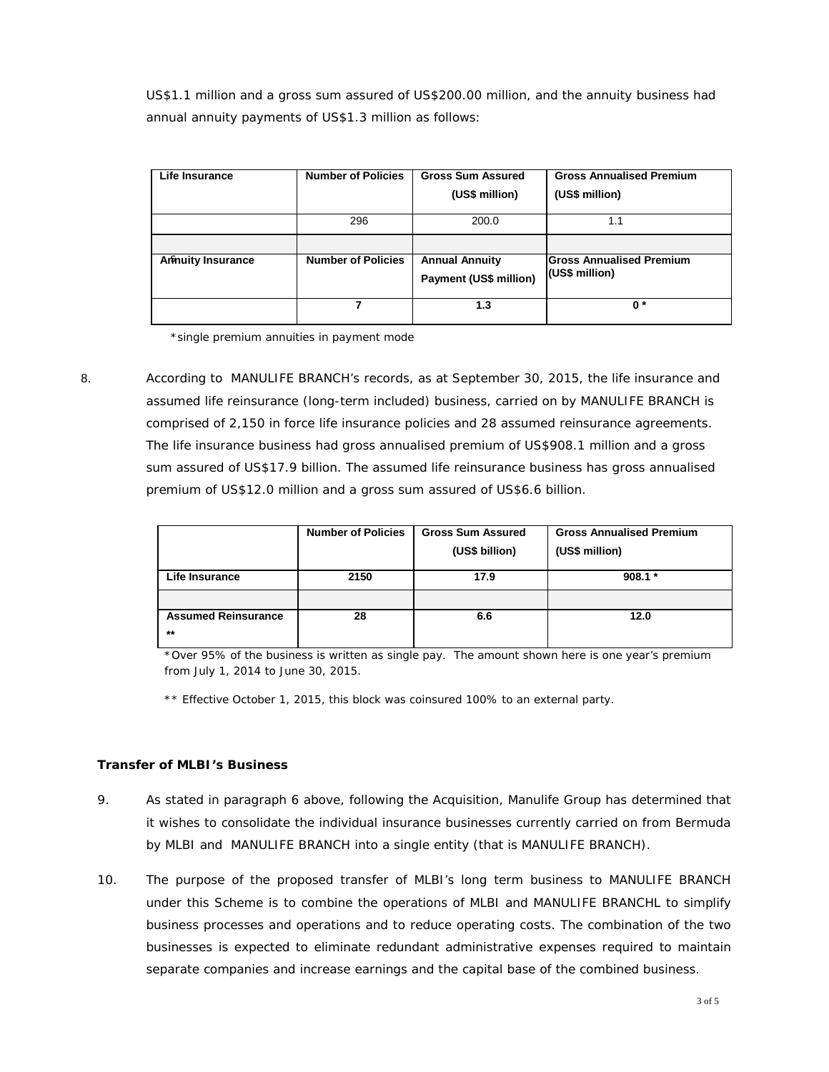US$1.1 million and a gross sum assured of US$200.00 million, and the annuity business had annual annuity payments of US$1.3 million as follows:

| Life Insurance | Number of Policies | Gross Sum Assured (US$ million) | Gross Annualised Premium (US$ million) |
|---|---|---|---|
| | 296 | 200.0 | 1.1 |
| | | | |
| **Annuity Insurance** | **Number of Policies** | **Annual Annuity Payment (US$ million)** | **Gross Annualised Premium (US$ million)** |
| | **7** | **1.3** | **0 *** |

*single premium annuities in payment mode

8. According to MANULIFE BRANCH's records, as at September 30, 2015, the life insurance and assumed life reinsurance (long-term included) business, carried on by MANULIFE BRANCH is comprised of 2,150 in force life insurance policies and 28 assumed reinsurance agreements. The life insurance business had gross annualised premium of US$908.1 million and a gross sum assured of US$17.9 billion. The assumed life reinsurance business has gross annualised premium of US$12.0 million and a gross sum assured of US$6.6 billion.

| | Number of Policies | Gross Sum Assured (US$ billion) | Gross Annualised Premium (US$ million) |
|---|---|---|---|
| **Life Insurance** | **2150** | **17.9** | **908.1 *** |
| | | | |
| **Assumed Reinsurance \*\*** | **28** | **6.6** | **12.0** |

*Over 95% of the business is written as single pay. The amount shown here is one year's premium from July 1, 2014 to June 30, 2015.

** Effective October 1, 2015, this block was coinsured 100% to an external party.

**Transfer of MLBI's Business**

9. As stated in paragraph 6 above, following the Acquisition, Manulife Group has determined that it wishes to consolidate the individual insurance businesses currently carried on from Bermuda by MLBI and MANULIFE BRANCH into a single entity (that is MANULIFE BRANCH).

10. The purpose of the proposed transfer of MLBI's long term business to MANULIFE BRANCH under this Scheme is to combine the operations of MLBI and MANULIFE BRANCHL to simplify business processes and operations and to reduce operating costs. The combination of the two businesses is expected to eliminate redundant administrative expenses required to maintain separate companies and increase earnings and the capital base of the combined business.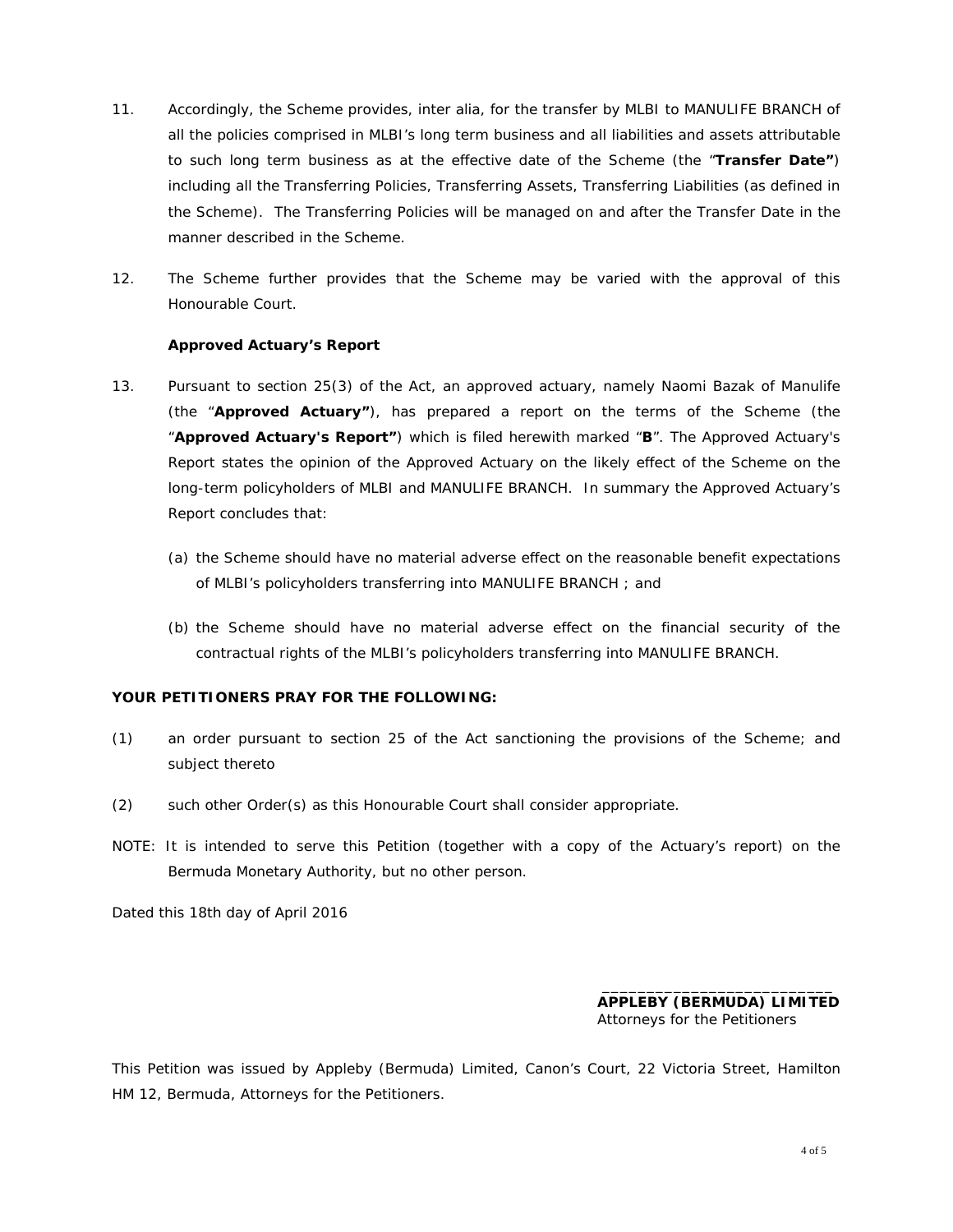11. Accordingly, the Scheme provides, inter alia, for the transfer by MLBI to MANULIFE BRANCH of all the policies comprised in MLBI's long term business and all liabilities and assets attributable to such long term business as at the effective date of the Scheme (the "**Transfer Date"**) including all the Transferring Policies, Transferring Assets, Transferring Liabilities (as defined in the Scheme). The Transferring Policies will be managed on and after the Transfer Date in the manner described in the Scheme.

12. The Scheme further provides that the Scheme may be varied with the approval of this Honourable Court.

**Approved Actuary's Report**

13. Pursuant to section 25(3) of the Act, an approved actuary, namely Naomi Bazak of Manulife (the "**Approved Actuary"**), has prepared a report on the terms of the Scheme (the "**Approved Actuary's Report"**) which is filed herewith marked "**B**". The Approved Actuary's Report states the opinion of the Approved Actuary on the likely effect of the Scheme on the long-term policyholders of MLBI and MANULIFE BRANCH. In summary the Approved Actuary's Report concludes that:

   (a) the Scheme should have no material adverse effect on the reasonable benefit expectations of MLBI's policyholders transferring into MANULIFE BRANCH ; and

   (b) the Scheme should have no material adverse effect on the financial security of the contractual rights of the MLBI's policyholders transferring into MANULIFE BRANCH.

**YOUR PETITIONERS PRAY FOR THE FOLLOWING:**

(1) an order pursuant to section 25 of the Act sanctioning the provisions of the Scheme; and subject thereto

(2) such other Order(s) as this Honourable Court shall consider appropriate.

NOTE: It is intended to serve this Petition (together with a copy of the Actuary's report) on the Bermuda Monetary Authority, but no other person.

Dated this 18th day of April 2016

___________________________
**APPLEBY (BERMUDA) LIMITED**
Attorneys for the Petitioners

This Petition was issued by Appleby (Bermuda) Limited, Canon's Court, 22 Victoria Street, Hamilton HM 12, Bermuda, Attorneys for the Petitioners.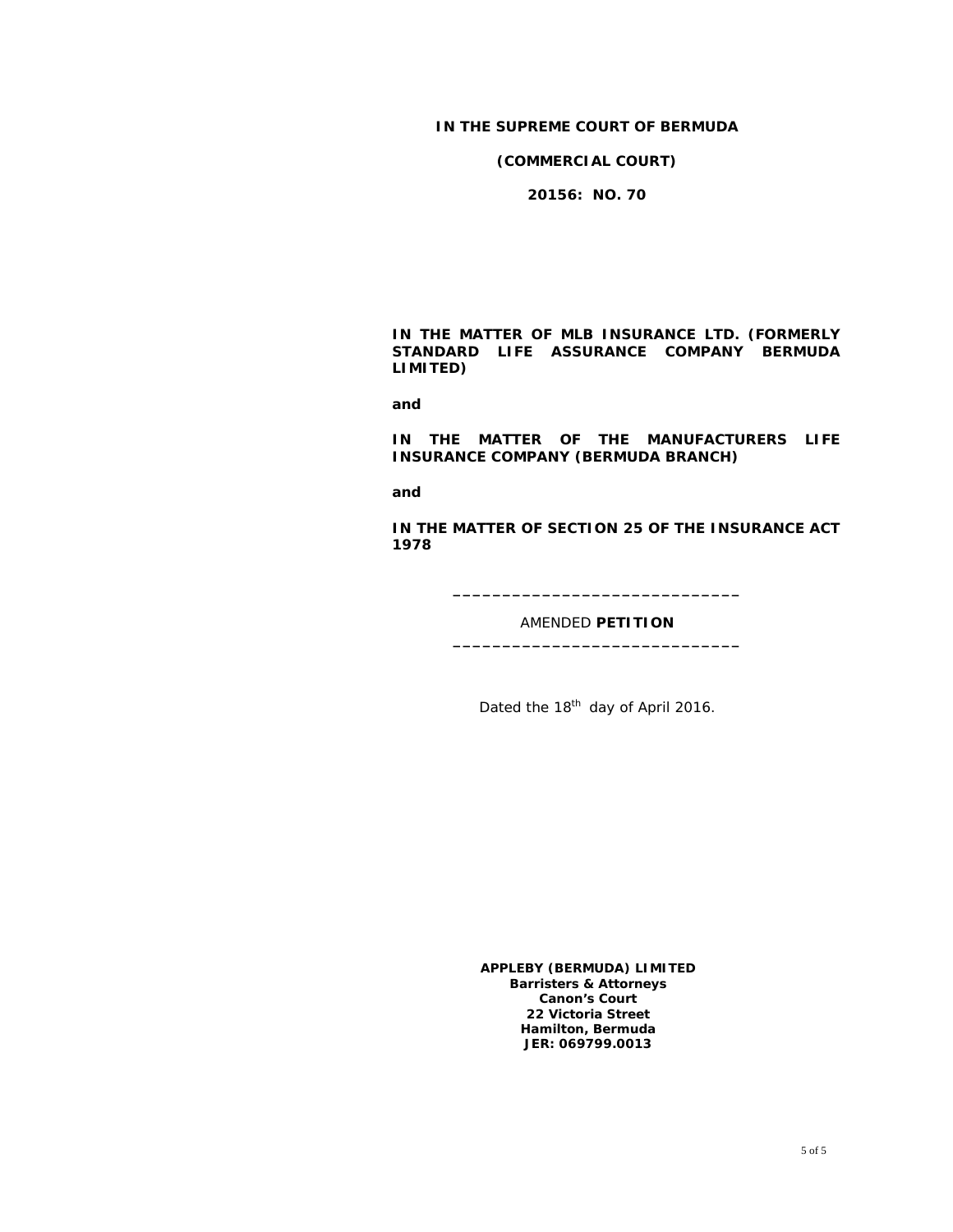**IN THE SUPREME COURT OF BERMUDA**

**(COMMERCIAL COURT)**

**20156: NO. 70**

**IN THE MATTER OF MLB INSURANCE LTD. (FORMERLY STANDARD LIFE ASSURANCE COMPANY BERMUDA LIMITED)**

**and**

**IN THE MATTER OF THE MANUFACTURERS LIFE INSURANCE COMPANY (BERMUDA BRANCH)**

**and**

**IN THE MATTER OF SECTION 25 OF THE INSURANCE ACT 1978**

______________________________

AMENDED **PETITION**

______________________________

Dated the 18th day of April 2016.

**APPLEBY (BERMUDA) LIMITED**
**Barristers & Attorneys**
**Canon's Court**
**22 Victoria Street**
**Hamilton, Bermuda**
**JER: 069799.0013**